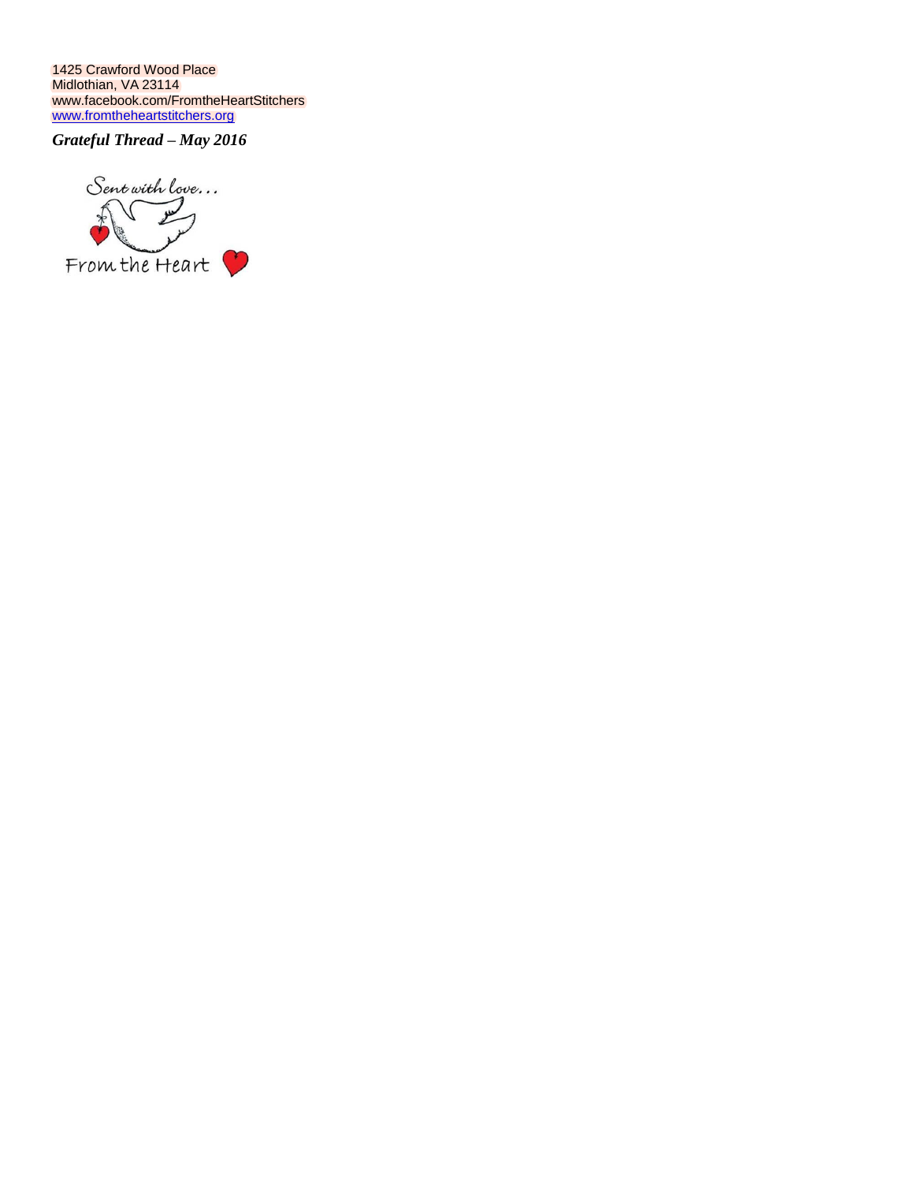1425 Crawford Wood Place
Midlothian, VA 23114
www.facebook.com/FromtheHeartStitchers
www.fromtheheartstitchers.org

***Grateful Thread – May 2016***

Sent with love…

From the Heart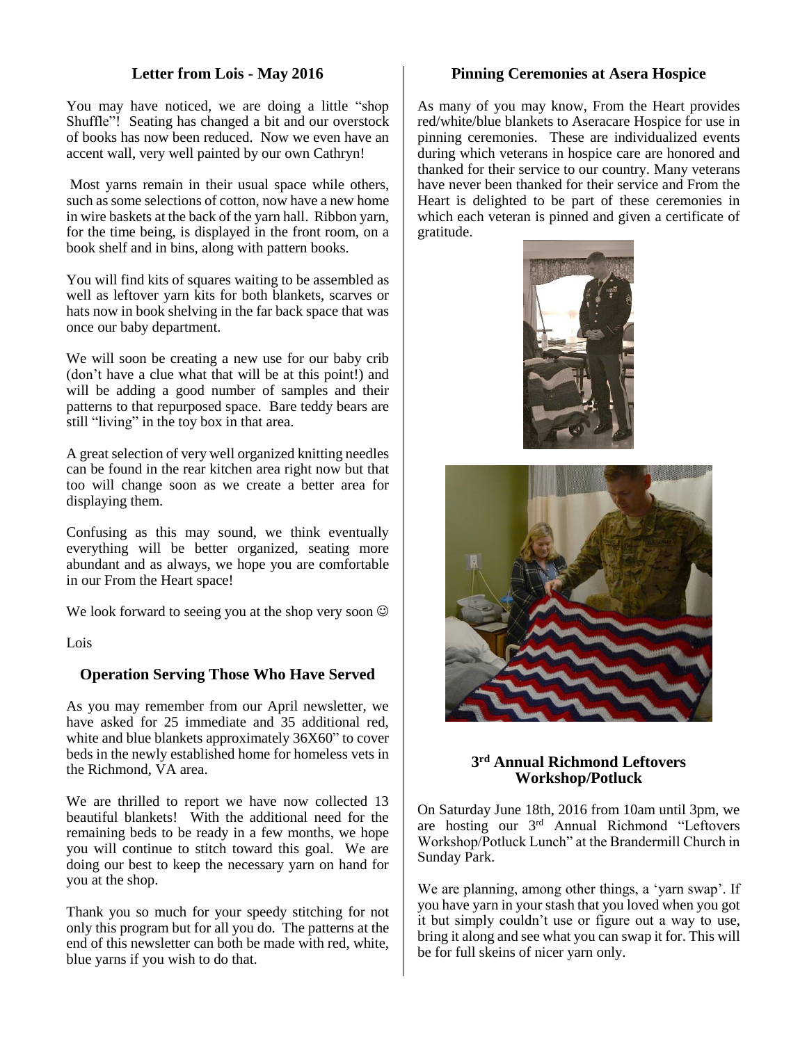### Letter from Lois - May 2016

You may have noticed, we are doing a little "shop Shuffle"! Seating has changed a bit and our overstock of books has now been reduced. Now we even have an accent wall, very well painted by our own Cathryn!

Most yarns remain in their usual space while others, such as some selections of cotton, now have a new home in wire baskets at the back of the yarn hall. Ribbon yarn, for the time being, is displayed in the front room, on a book shelf and in bins, along with pattern books.

You will find kits of squares waiting to be assembled as well as leftover yarn kits for both blankets, scarves or hats now in book shelving in the far back space that was once our baby department.

We will soon be creating a new use for our baby crib (don't have a clue what that will be at this point!) and will be adding a good number of samples and their patterns to that repurposed space. Bare teddy bears are still "living" in the toy box in that area.

A great selection of very well organized knitting needles can be found in the rear kitchen area right now but that too will change soon as we create a better area for displaying them.

Confusing as this may sound, we think eventually everything will be better organized, seating more abundant and as always, we hope you are comfortable in our From the Heart space!

We look forward to seeing you at the shop very soon ☺

Lois

### Operation Serving Those Who Have Served

As you may remember from our April newsletter, we have asked for 25 immediate and 35 additional red, white and blue blankets approximately 36X60" to cover beds in the newly established home for homeless vets in the Richmond, VA area.

We are thrilled to report we have now collected 13 beautiful blankets! With the additional need for the remaining beds to be ready in a few months, we hope you will continue to stitch toward this goal. We are doing our best to keep the necessary yarn on hand for you at the shop.

Thank you so much for your speedy stitching for not only this program but for all you do. The patterns at the end of this newsletter can both be made with red, white, blue yarns if you wish to do that.

### Pinning Ceremonies at Asera Hospice

As many of you may know, From the Heart provides red/white/blue blankets to Aseracare Hospice for use in pinning ceremonies. These are individualized events during which veterans in hospice care are honored and thanked for their service to our country. Many veterans have never been thanked for their service and From the Heart is delighted to be part of these ceremonies in which each veteran is pinned and given a certificate of gratitude.

### 3rd Annual Richmond Leftovers Workshop/Potluck

On Saturday June 18th, 2016 from 10am until 3pm, we are hosting our 3rd Annual Richmond "Leftovers Workshop/Potluck Lunch" at the Brandermill Church in Sunday Park.

We are planning, among other things, a 'yarn swap'. If you have yarn in your stash that you loved when you got it but simply couldn't use or figure out a way to use, bring it along and see what you can swap it for. This will be for full skeins of nicer yarn only.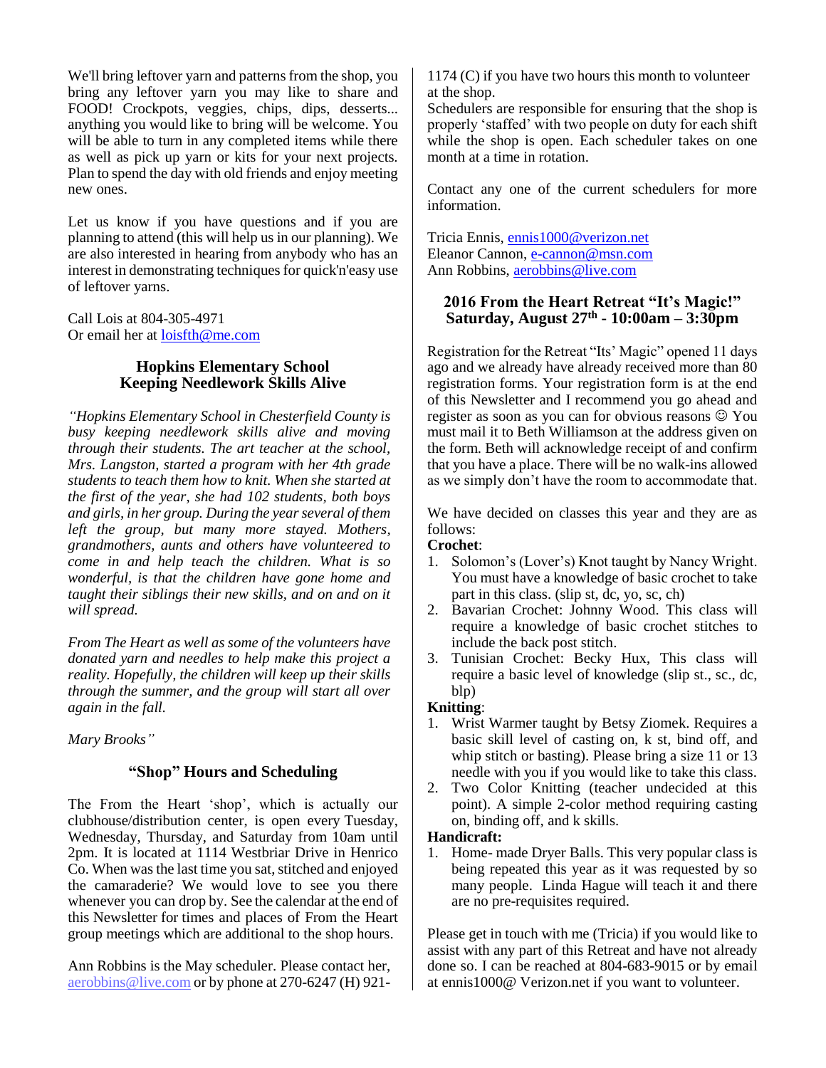We'll bring leftover yarn and patterns from the shop, you bring any leftover yarn you may like to share and FOOD! Crockpots, veggies, chips, dips, desserts... anything you would like to bring will be welcome. You will be able to turn in any completed items while there as well as pick up yarn or kits for your next projects. Plan to spend the day with old friends and enjoy meeting new ones.

Let us know if you have questions and if you are planning to attend (this will help us in our planning). We are also interested in hearing from anybody who has an interest in demonstrating techniques for quick'n'easy use of leftover yarns.

Call Lois at 804-305-4971
Or email her at loisfth@me.com

## Hopkins Elementary School Keeping Needlework Skills Alive

*"Hopkins Elementary School in Chesterfield County is busy keeping needlework skills alive and moving through their students. The art teacher at the school, Mrs. Langston, started a program with her 4th grade students to teach them how to knit. When she started at the first of the year, she had 102 students, both boys and girls, in her group. During the year several of them left the group, but many more stayed. Mothers, grandmothers, aunts and others have volunteered to come in and help teach the children. What is so wonderful, is that the children have gone home and taught their siblings their new skills, and on and on it will spread.*

*From The Heart as well as some of the volunteers have donated yarn and needles to help make this project a reality. Hopefully, the children will keep up their skills through the summer, and the group will start all over again in the fall.*

*Mary Brooks"*

## "Shop" Hours and Scheduling

The From the Heart 'shop', which is actually our clubhouse/distribution center, is open every Tuesday, Wednesday, Thursday, and Saturday from 10am until 2pm. It is located at 1114 Westbriar Drive in Henrico Co. When was the last time you sat, stitched and enjoyed the camaraderie? We would love to see you there whenever you can drop by. See the calendar at the end of this Newsletter for times and places of From the Heart group meetings which are additional to the shop hours.

Ann Robbins is the May scheduler. Please contact her, aerobbins@live.com or by phone at 270-6247 (H) 921-1174 (C) if you have two hours this month to volunteer at the shop.
Schedulers are responsible for ensuring that the shop is properly 'staffed' with two people on duty for each shift while the shop is open. Each scheduler takes on one month at a time in rotation.

Contact any one of the current schedulers for more information.

Tricia Ennis, ennis1000@verizon.net
Eleanor Cannon, e-cannon@msn.com
Ann Robbins, aerobbins@live.com

## 2016 From the Heart Retreat "It's Magic!" Saturday, August 27th - 10:00am – 3:30pm

Registration for the Retreat "Its' Magic" opened 11 days ago and we already have already received more than 80 registration forms. Your registration form is at the end of this Newsletter and I recommend you go ahead and register as soon as you can for obvious reasons ☺ You must mail it to Beth Williamson at the address given on the form. Beth will acknowledge receipt of and confirm that you have a place. There will be no walk-ins allowed as we simply don't have the room to accommodate that.

We have decided on classes this year and they are as follows:

**Crochet**:

1. Solomon's (Lover's) Knot taught by Nancy Wright. You must have a knowledge of basic crochet to take part in this class. (slip st, dc, yo, sc, ch)
2. Bavarian Crochet: Johnny Wood. This class will require a knowledge of basic crochet stitches to include the back post stitch.
3. Tunisian Crochet: Becky Hux, This class will require a basic level of knowledge (slip st., sc., dc, blp)

**Knitting**:

1. Wrist Warmer taught by Betsy Ziomek. Requires a basic skill level of casting on, k st, bind off, and whip stitch or basting). Please bring a size 11 or 13 needle with you if you would like to take this class.
2. Two Color Knitting (teacher undecided at this point). A simple 2-color method requiring casting on, binding off, and k skills.

**Handicraft:**

1. Home- made Dryer Balls. This very popular class is being repeated this year as it was requested by so many people. Linda Hague will teach it and there are no pre-requisites required.

Please get in touch with me (Tricia) if you would like to assist with any part of this Retreat and have not already done so. I can be reached at 804-683-9015 or by email at ennis1000@ Verizon.net if you want to volunteer.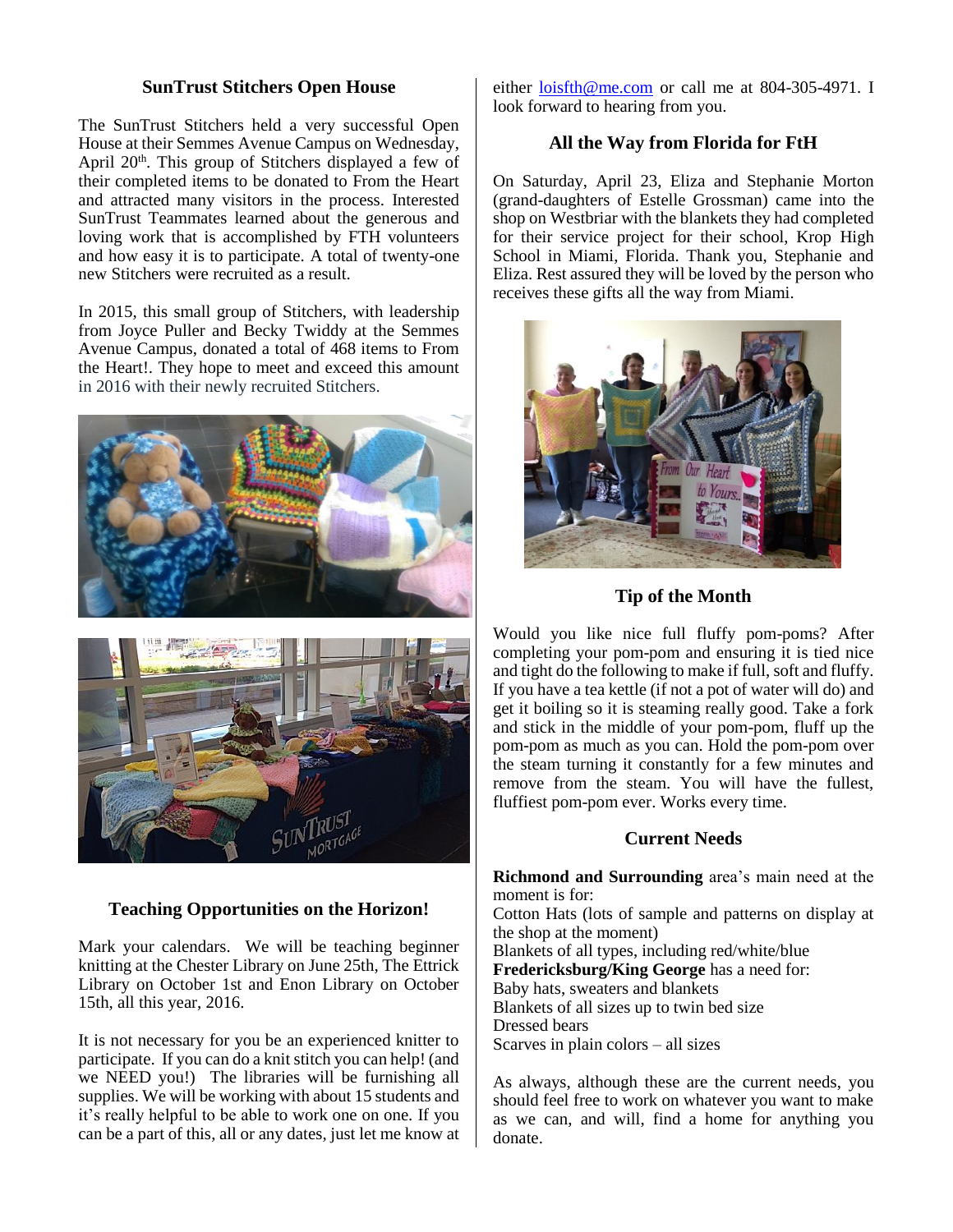## SunTrust Stitchers Open House

The SunTrust Stitchers held a very successful Open House at their Semmes Avenue Campus on Wednesday, April 20th. This group of Stitchers displayed a few of their completed items to be donated to From the Heart and attracted many visitors in the process. Interested SunTrust Teammates learned about the generous and loving work that is accomplished by FTH volunteers and how easy it is to participate. A total of twenty-one new Stitchers were recruited as a result.

In 2015, this small group of Stitchers, with leadership from Joyce Puller and Becky Twiddy at the Semmes Avenue Campus, donated a total of 468 items to From the Heart!. They hope to meet and exceed this amount in 2016 with their newly recruited Stitchers.

## Teaching Opportunities on the Horizon!

Mark your calendars. We will be teaching beginner knitting at the Chester Library on June 25th, The Ettrick Library on October 1st and Enon Library on October 15th, all this year, 2016.

It is not necessary for you be an experienced knitter to participate. If you can do a knit stitch you can help! (and we NEED you!) The libraries will be furnishing all supplies. We will be working with about 15 students and it's really helpful to be able to work one on one. If you can be a part of this, all or any dates, just let me know at either loisfth@me.com or call me at 804-305-4971. I look forward to hearing from you.

## All the Way from Florida for FtH

On Saturday, April 23, Eliza and Stephanie Morton (grand-daughters of Estelle Grossman) came into the shop on Westbriar with the blankets they had completed for their service project for their school, Krop High School in Miami, Florida. Thank you, Stephanie and Eliza. Rest assured they will be loved by the person who receives these gifts all the way from Miami.

## Tip of the Month

Would you like nice full fluffy pom-poms? After completing your pom-pom and ensuring it is tied nice and tight do the following to make if full, soft and fluffy. If you have a tea kettle (if not a pot of water will do) and get it boiling so it is steaming really good. Take a fork and stick in the middle of your pom-pom, fluff up the pom-pom as much as you can. Hold the pom-pom over the steam turning it constantly for a few minutes and remove from the steam. You will have the fullest, fluffiest pom-pom ever. Works every time.

## Current Needs

**Richmond and Surrounding** area's main need at the moment is for:
Cotton Hats (lots of sample and patterns on display at the shop at the moment)
Blankets of all types, including red/white/blue
**Fredericksburg/King George** has a need for:
Baby hats, sweaters and blankets
Blankets of all sizes up to twin bed size
Dressed bears
Scarves in plain colors – all sizes

As always, although these are the current needs, you should feel free to work on whatever you want to make as we can, and will, find a home for anything you donate.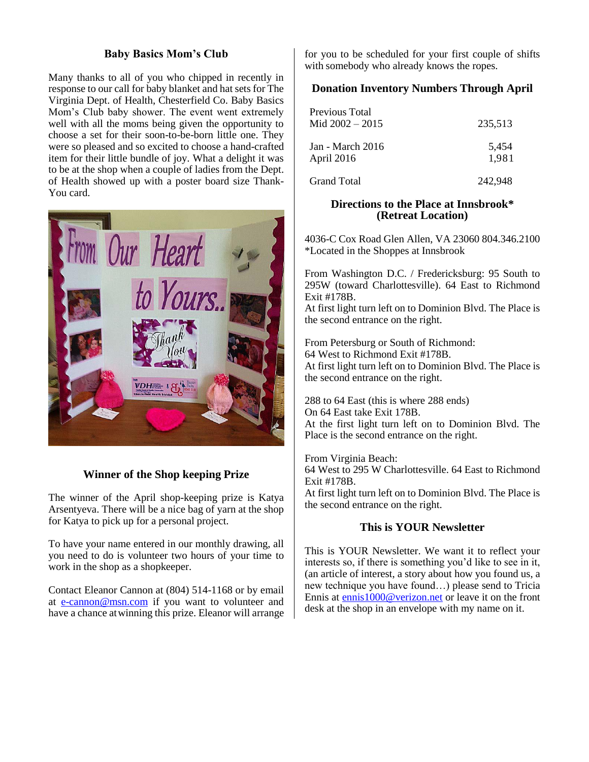## Baby Basics Mom's Club

Many thanks to all of you who chipped in recently in response to our call for baby blanket and hat sets for The Virginia Dept. of Health, Chesterfield Co. Baby Basics Mom's Club baby shower. The event went extremely well with all the moms being given the opportunity to choose a set for their soon-to-be-born little one. They were so pleased and so excited to choose a hand-crafted item for their little bundle of joy. What a delight it was to be at the shop when a couple of ladies from the Dept. of Health showed up with a poster board size Thank-You card.

## Winner of the Shop keeping Prize

The winner of the April shop-keeping prize is Katya Arsentyeva. There will be a nice bag of yarn at the shop for Katya to pick up for a personal project.

To have your name entered in our monthly drawing, all you need to do is volunteer two hours of your time to work in the shop as a shopkeeper.

Contact Eleanor Cannon at (804) 514-1168 or by email at e-cannon@msn.com if you want to volunteer and have a chance at winning this prize. Eleanor will arrange for you to be scheduled for your first couple of shifts with somebody who already knows the ropes.

## Donation Inventory Numbers Through April

| | |
|---|---|
| Previous Total Mid 2002 – 2015 | 235,513 |
| Jan - March 2016 | 5,454 |
| April 2016 | 1,981 |
| Grand Total | 242,948 |

## Directions to the Place at Innsbrook* (Retreat Location)

4036-C Cox Road Glen Allen, VA 23060 804.346.2100
*Located in the Shoppes at Innsbrook

From Washington D.C. / Fredericksburg: 95 South to 295W (toward Charlottesville). 64 East to Richmond Exit #178B.
At first light turn left on to Dominion Blvd. The Place is the second entrance on the right.

From Petersburg or South of Richmond:
64 West to Richmond Exit #178B.
At first light turn left on to Dominion Blvd. The Place is the second entrance on the right.

288 to 64 East (this is where 288 ends)
On 64 East take Exit 178B.
At the first light turn left on to Dominion Blvd. The Place is the second entrance on the right.

From Virginia Beach:
64 West to 295 W Charlottesville. 64 East to Richmond Exit #178B.
At first light turn left on to Dominion Blvd. The Place is the second entrance on the right.

## This is YOUR Newsletter

This is YOUR Newsletter. We want it to reflect your interests so, if there is something you'd like to see in it, (an article of interest, a story about how you found us, a new technique you have found…) please send to Tricia Ennis at ennis1000@verizon.net or leave it on the front desk at the shop in an envelope with my name on it.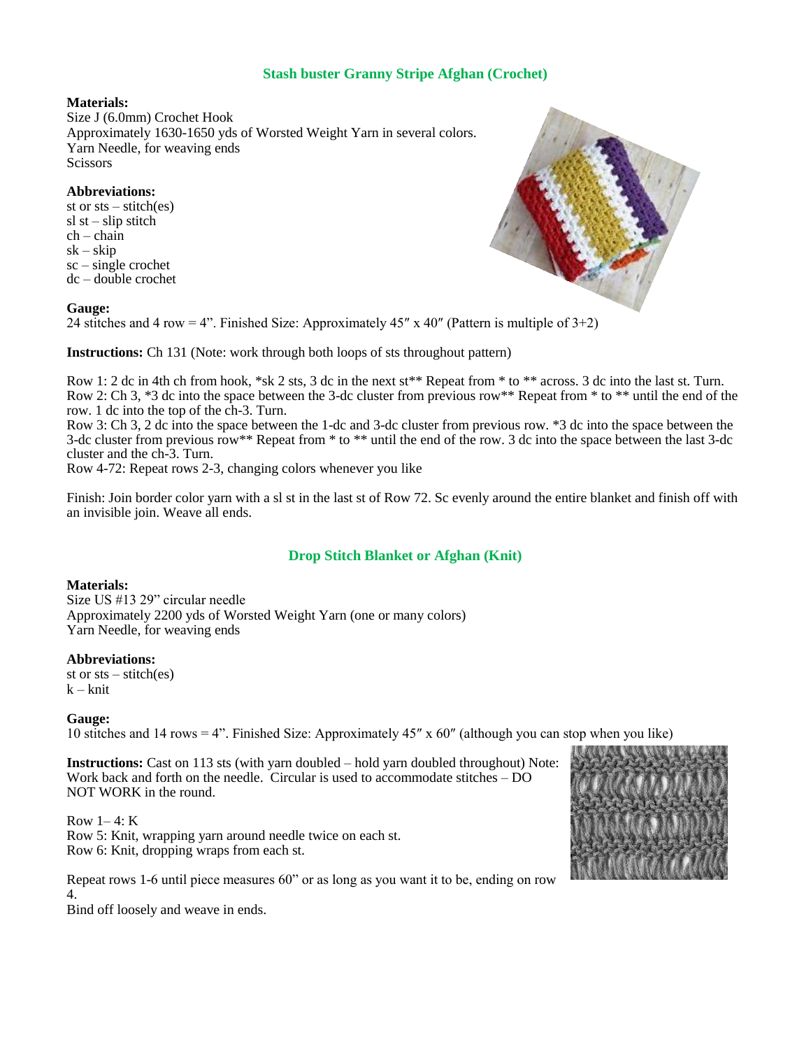## Stash buster Granny Stripe Afghan (Crochet)

**Materials:**
Size J (6.0mm) Crochet Hook
Approximately 1630-1650 yds of Worsted Weight Yarn in several colors.
Yarn Needle, for weaving ends
Scissors

**Abbreviations:**
st or sts – stitch(es)
sl st – slip stitch
ch – chain
sk – skip
sc – single crochet
dc – double crochet

**Gauge:**
24 stitches and 4 row = 4". Finished Size: Approximately 45″ x 40″ (Pattern is multiple of 3+2)

**Instructions:** Ch 131 (Note: work through both loops of sts throughout pattern)

Row 1: 2 dc in 4th ch from hook, *sk 2 sts, 3 dc in the next st** Repeat from * to ** across. 3 dc into the last st. Turn.
Row 2: Ch 3, *3 dc into the space between the 3-dc cluster from previous row** Repeat from * to ** until the end of the row. 1 dc into the top of the ch-3. Turn.
Row 3: Ch 3, 2 dc into the space between the 1-dc and 3-dc cluster from previous row. *3 dc into the space between the 3-dc cluster from previous row** Repeat from * to ** until the end of the row. 3 dc into the space between the last 3-dc cluster and the ch-3. Turn.
Row 4-72: Repeat rows 2-3, changing colors whenever you like

Finish: Join border color yarn with a sl st in the last st of Row 72. Sc evenly around the entire blanket and finish off with an invisible join. Weave all ends.

## Drop Stitch Blanket or Afghan (Knit)

**Materials:**
Size US #13 29" circular needle
Approximately 2200 yds of Worsted Weight Yarn (one or many colors)
Yarn Needle, for weaving ends

**Abbreviations:**
st or sts – stitch(es)
k – knit

**Gauge:**
10 stitches and 14 rows = 4". Finished Size: Approximately 45″ x 60″ (although you can stop when you like)

**Instructions:** Cast on 113 sts (with yarn doubled – hold yarn doubled throughout) Note: Work back and forth on the needle. Circular is used to accommodate stitches – DO NOT WORK in the round.

Row 1– 4: K
Row 5: Knit, wrapping yarn around needle twice on each st.
Row 6: Knit, dropping wraps from each st.

Repeat rows 1-6 until piece measures 60" or as long as you want it to be, ending on row 4.
Bind off loosely and weave in ends.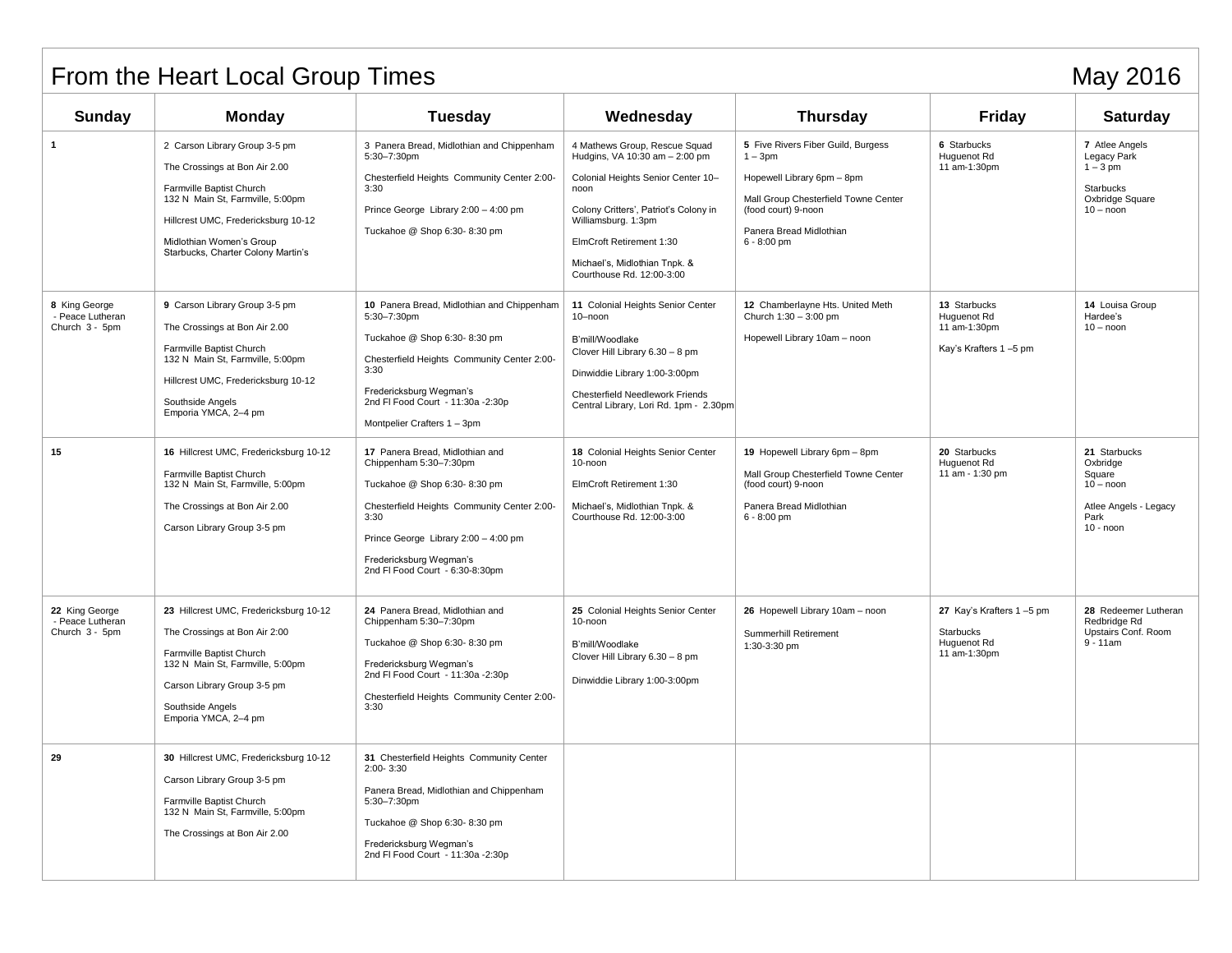# From the Heart Local Group Times — May 2016

| Sunday | Monday | Tuesday | Wednesday | Thursday | Friday | Saturday |
|---|---|---|---|---|---|---|
| **1** | 2 Carson Library Group 3-5 pm<br><br>The Crossings at Bon Air 2.00<br><br>Farmville Baptist Church<br>132 N Main St, Farmville, 5:00pm<br><br>Hillcrest UMC, Fredericksburg 10-12<br><br>Midlothian Women's Group<br>Starbucks, Charter Colony Martin's | 3 Panera Bread, Midlothian and Chippenham 5:30–7:30pm<br><br>Chesterfield Heights Community Center 2:00-3:30<br><br>Prince George Library 2:00 – 4:00 pm<br><br>Tuckahoe @ Shop 6:30- 8:30 pm | 4 Mathews Group, Rescue Squad Hudgins, VA 10:30 am – 2:00 pm<br><br>Colonial Heights Senior Center 10–noon<br><br>Colony Critters', Patriot's Colony in Williamsburg. 1:3pm<br><br>ElmCroft Retirement 1:30<br><br>Michael's, Midlothian Tnpk. & Courthouse Rd. 12:00-3:00 | **5** Five Rivers Fiber Guild, Burgess 1 – 3pm<br><br>Hopewell Library 6pm – 8pm<br><br>Mall Group Chesterfield Towne Center (food court) 9-noon<br><br>Panera Bread Midlothian<br>6 - 8:00 pm | **6** Starbucks<br>Huguenot Rd<br>11 am-1:30pm | **7** Atlee Angels<br>Legacy Park<br>1 – 3 pm<br><br>Starbucks<br>Oxbridge Square<br>10 – noon |
| **8** King George<br>- Peace Lutheran Church 3 - 5pm | **9** Carson Library Group 3-5 pm<br><br>The Crossings at Bon Air 2.00<br><br>Farmville Baptist Church<br>132 N Main St, Farmville, 5:00pm<br><br>Hillcrest UMC, Fredericksburg 10-12<br><br>Southside Angels<br>Emporia YMCA, 2–4 pm | **10** Panera Bread, Midlothian and Chippenham 5:30–7:30pm<br><br>Tuckahoe @ Shop 6:30- 8:30 pm<br><br>Chesterfield Heights Community Center 2:00-3:30<br><br>Fredericksburg Wegman's<br>2nd Fl Food Court - 11:30a -2:30p<br><br>Montpelier Crafters 1 – 3pm | **11** Colonial Heights Senior Center 10–noon<br><br>B'mill/Woodlake<br>Clover Hill Library 6.30 – 8 pm<br><br>Dinwiddie Library 1:00-3:00pm<br><br>Chesterfield Needlework Friends<br>Central Library, Lori Rd. 1pm - 2.30pm | **12** Chamberlayne Hts. United Meth Church 1:30 – 3:00 pm<br><br>Hopewell Library 10am – noon | **13** Starbucks<br>Huguenot Rd<br>11 am-1:30pm<br><br>Kay's Krafters 1 –5 pm | **14** Louisa Group<br>Hardee's<br>10 – noon |
| **15** | **16** Hillcrest UMC, Fredericksburg 10-12<br><br>Farmville Baptist Church<br>132 N Main St, Farmville, 5:00pm<br><br>The Crossings at Bon Air 2.00<br><br>Carson Library Group 3-5 pm | **17** Panera Bread, Midlothian and Chippenham 5:30–7:30pm<br><br>Tuckahoe @ Shop 6:30- 8:30 pm<br><br>Chesterfield Heights Community Center 2:00-3:30<br><br>Prince George Library 2:00 – 4:00 pm<br><br>Fredericksburg Wegman's<br>2nd Fl Food Court - 6:30-8:30pm | **18** Colonial Heights Senior Center 10-noon<br><br>ElmCroft Retirement 1:30<br><br>Michael's, Midlothian Tnpk. & Courthouse Rd. 12:00-3:00 | **19** Hopewell Library 6pm – 8pm<br><br>Mall Group Chesterfield Towne Center (food court) 9-noon<br><br>Panera Bread Midlothian<br>6 - 8:00 pm | **20** Starbucks<br>Huguenot Rd<br>11 am - 1:30 pm | **21** Starbucks<br>Oxbridge<br>Square<br>10 – noon<br><br>Atlee Angels - Legacy Park<br>10 - noon |
| **22** King George<br>- Peace Lutheran Church 3 - 5pm | **23** Hillcrest UMC, Fredericksburg 10-12<br><br>The Crossings at Bon Air 2:00<br><br>Farmville Baptist Church<br>132 N Main St, Farmville, 5:00pm<br><br>Carson Library Group 3-5 pm<br><br>Southside Angels<br>Emporia YMCA, 2–4 pm | **24** Panera Bread, Midlothian and Chippenham 5:30–7:30pm<br><br>Tuckahoe @ Shop 6:30- 8:30 pm<br><br>Fredericksburg Wegman's<br>2nd Fl Food Court - 11:30a -2:30p<br><br>Chesterfield Heights Community Center 2:00-3:30 | **25** Colonial Heights Senior Center 10-noon<br><br>B'mill/Woodlake<br>Clover Hill Library 6.30 – 8 pm<br><br>Dinwiddie Library 1:00-3:00pm | **26** Hopewell Library 10am – noon<br><br>Summerhill Retirement<br>1:30-3:30 pm | **27** Kay's Krafters 1 –5 pm<br><br>Starbucks<br>Huguenot Rd<br>11 am-1:30pm | **28** Redeemer Lutheran<br>Redbridge Rd<br>Upstairs Conf. Room<br>9 - 11am |
| **29** | **30** Hillcrest UMC, Fredericksburg 10-12<br><br>Carson Library Group 3-5 pm<br><br>Farmville Baptist Church<br>132 N Main St, Farmville, 5:00pm<br><br>The Crossings at Bon Air 2.00 | **31** Chesterfield Heights Community Center 2:00- 3:30<br><br>Panera Bread, Midlothian and Chippenham 5:30–7:30pm<br><br>Tuckahoe @ Shop 6:30- 8:30 pm<br><br>Fredericksburg Wegman's<br>2nd Fl Food Court - 11:30a -2:30p | | | | |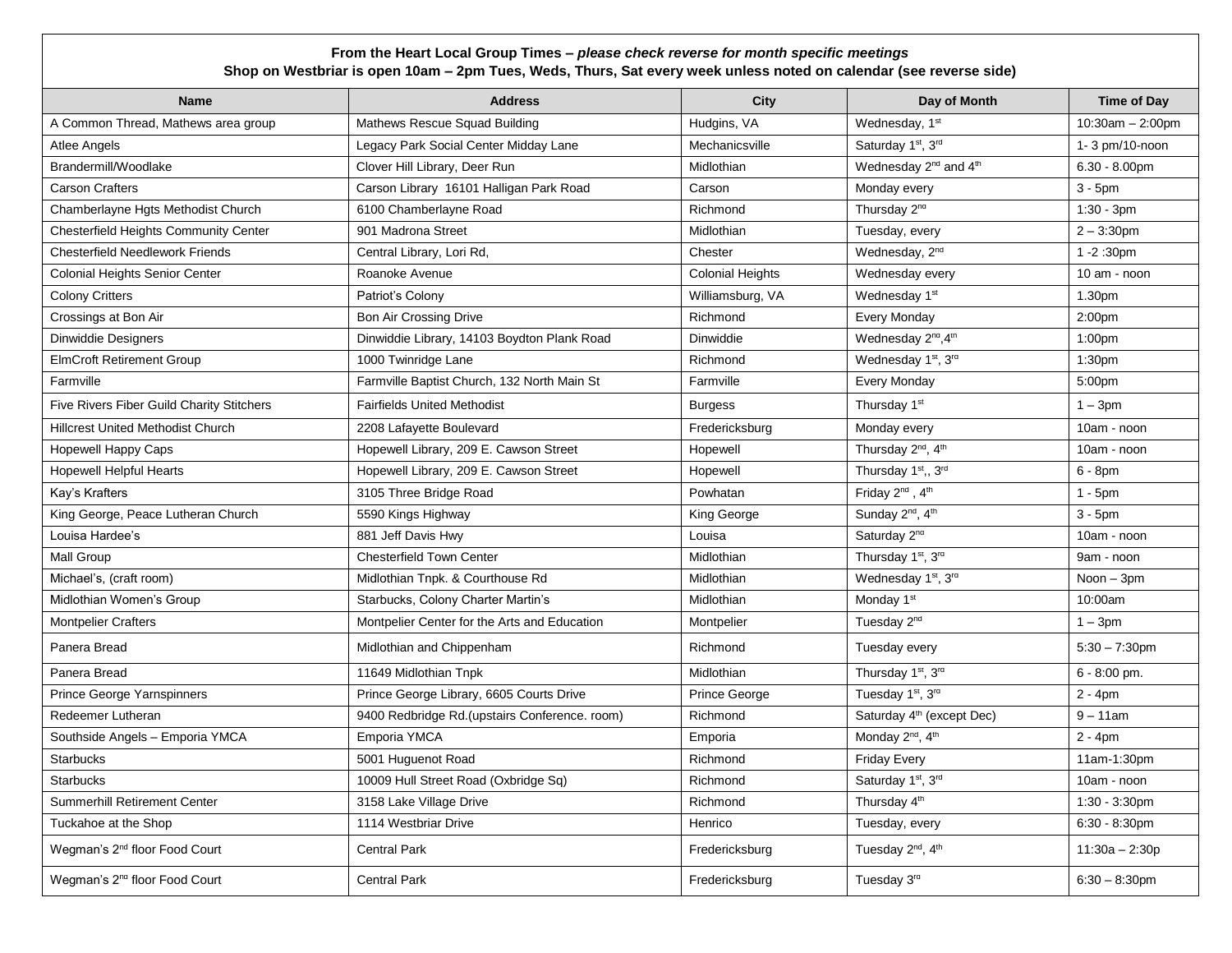**From the Heart Local Group Times – *please check reverse for month specific meetings***
**Shop on Westbriar is open 10am – 2pm Tues, Weds, Thurs, Sat every week unless noted on calendar (see reverse side)**

| Name | Address | City | Day of Month | Time of Day |
|---|---|---|---|---|
| A Common Thread, Mathews area group | Mathews Rescue Squad Building | Hudgins, VA | Wednesday, 1st | 10:30am – 2:00pm |
| Atlee Angels | Legacy Park Social Center Midday Lane | Mechanicsville | Saturday 1st, 3rd | 1- 3 pm/10-noon |
| Brandermill/Woodlake | Clover Hill Library, Deer Run | Midlothian | Wednesday 2nd and 4th | 6.30 - 8.00pm |
| Carson Crafters | Carson Library 16101 Halligan Park Road | Carson | Monday every | 3 - 5pm |
| Chamberlayne Hgts Methodist Church | 6100 Chamberlayne Road | Richmond | Thursday 2nd | 1:30 - 3pm |
| Chesterfield Heights Community Center | 901 Madrona Street | Midlothian | Tuesday, every | 2 – 3:30pm |
| Chesterfield Needlework Friends | Central Library, Lori Rd, | Chester | Wednesday, 2nd | 1 -2 :30pm |
| Colonial Heights Senior Center | Roanoke Avenue | Colonial Heights | Wednesday every | 10 am - noon |
| Colony Critters | Patriot's Colony | Williamsburg, VA | Wednesday 1st | 1.30pm |
| Crossings at Bon Air | Bon Air Crossing Drive | Richmond | Every Monday | 2:00pm |
| Dinwiddie Designers | Dinwiddie Library, 14103 Boydton Plank Road | Dinwiddie | Wednesday 2nd,4th | 1:00pm |
| ElmCroft Retirement Group | 1000 Twinridge Lane | Richmond | Wednesday 1st, 3rd | 1:30pm |
| Farmville | Farmville Baptist Church, 132 North Main St | Farmville | Every Monday | 5:00pm |
| Five Rivers Fiber Guild Charity Stitchers | Fairfields United Methodist | Burgess | Thursday 1st | 1 – 3pm |
| Hillcrest United Methodist Church | 2208 Lafayette Boulevard | Fredericksburg | Monday every | 10am - noon |
| Hopewell Happy Caps | Hopewell Library, 209 E. Cawson Street | Hopewell | Thursday 2nd, 4th | 10am - noon |
| Hopewell Helpful Hearts | Hopewell Library, 209 E. Cawson Street | Hopewell | Thursday 1st,, 3rd | 6 - 8pm |
| Kay's Krafters | 3105 Three Bridge Road | Powhatan | Friday 2nd , 4th | 1 - 5pm |
| King George, Peace Lutheran Church | 5590 Kings Highway | King George | Sunday 2nd, 4th | 3 - 5pm |
| Louisa Hardee's | 881 Jeff Davis Hwy | Louisa | Saturday 2nd | 10am - noon |
| Mall Group | Chesterfield Town Center | Midlothian | Thursday 1st, 3rd | 9am - noon |
| Michael's, (craft room) | Midlothian Tnpk. & Courthouse Rd | Midlothian | Wednesday 1st, 3rd | Noon – 3pm |
| Midlothian Women's Group | Starbucks, Colony Charter Martin's | Midlothian | Monday 1st | 10:00am |
| Montpelier Crafters | Montpelier Center for the Arts and Education | Montpelier | Tuesday 2nd | 1 – 3pm |
| Panera Bread | Midlothian and Chippenham | Richmond | Tuesday every | 5:30 – 7:30pm |
| Panera Bread | 11649 Midlothian Tnpk | Midlothian | Thursday 1st, 3rd | 6 - 8:00 pm. |
| Prince George Yarnspinners | Prince George Library, 6605 Courts Drive | Prince George | Tuesday 1st, 3rd | 2 - 4pm |
| Redeemer Lutheran | 9400 Redbridge Rd.(upstairs Conference. room) | Richmond | Saturday 4th (except Dec) | 9 – 11am |
| Southside Angels – Emporia YMCA | Emporia YMCA | Emporia | Monday 2nd, 4th | 2 - 4pm |
| Starbucks | 5001 Huguenot Road | Richmond | Friday Every | 11am-1:30pm |
| Starbucks | 10009 Hull Street Road (Oxbridge Sq) | Richmond | Saturday 1st, 3rd | 10am - noon |
| Summerhill Retirement Center | 3158 Lake Village Drive | Richmond | Thursday 4th | 1:30 - 3:30pm |
| Tuckahoe at the Shop | 1114 Westbriar Drive | Henrico | Tuesday, every | 6:30 - 8:30pm |
| Wegman's 2nd floor Food Court | Central Park | Fredericksburg | Tuesday 2nd, 4th | 11:30a – 2:30p |
| Wegman's 2nd floor Food Court | Central Park | Fredericksburg | Tuesday 3rd | 6:30 – 8:30pm |